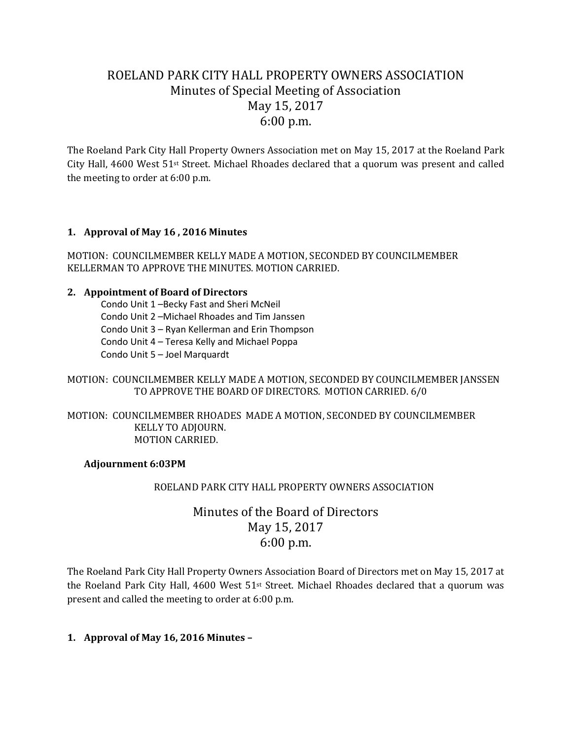# ROELAND PARK CITY HALL PROPERTY OWNERS ASSOCIATION
## Minutes of Special Meeting of Association
## May 15, 2017
## 6:00 p.m.

The Roeland Park City Hall Property Owners Association met on May 15, 2017 at the Roeland Park City Hall, 4600 West 51st Street. Michael Rhoades declared that a quorum was present and called the meeting to order at 6:00 p.m.

**1. Approval of May 16 , 2016 Minutes**

MOTION: COUNCILMEMBER KELLY MADE A MOTION, SECONDED BY COUNCILMEMBER KELLERMAN TO APPROVE THE MINUTES. MOTION CARRIED.

**2. Appointment of Board of Directors**

Condo Unit 1 –Becky Fast and Sheri McNeil
Condo Unit 2 –Michael Rhoades and Tim Janssen
Condo Unit 3 – Ryan Kellerman and Erin Thompson
Condo Unit 4 – Teresa Kelly and Michael Poppa
Condo Unit 5 – Joel Marquardt

MOTION: COUNCILMEMBER KELLY MADE A MOTION, SECONDED BY COUNCILMEMBER JANSSEN TO APPROVE THE BOARD OF DIRECTORS. MOTION CARRIED. 6/0

MOTION: COUNCILMEMBER RHOADES MADE A MOTION, SECONDED BY COUNCILMEMBER KELLY TO ADJOURN.
MOTION CARRIED.

**Adjournment 6:03PM**

ROELAND PARK CITY HALL PROPERTY OWNERS ASSOCIATION

## Minutes of the Board of Directors
## May 15, 2017
## 6:00 p.m.

The Roeland Park City Hall Property Owners Association Board of Directors met on May 15, 2017 at the Roeland Park City Hall, 4600 West 51st Street. Michael Rhoades declared that a quorum was present and called the meeting to order at 6:00 p.m.

**1. Approval of May 16, 2016 Minutes –**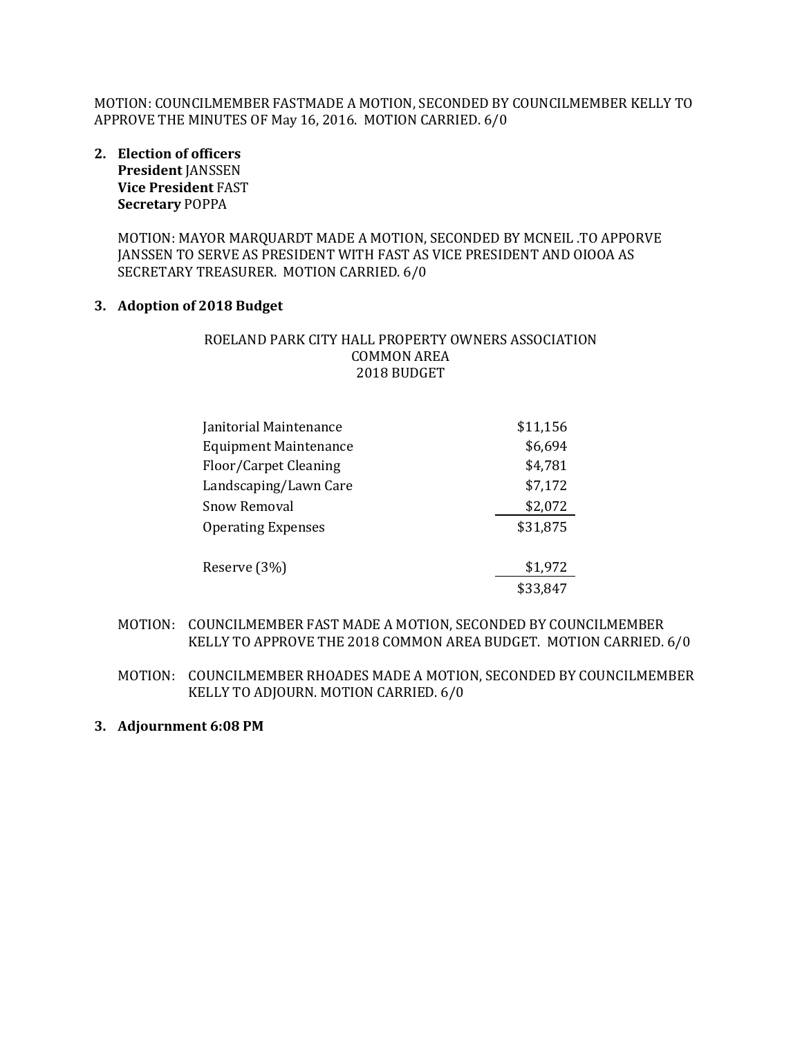MOTION: COUNCILMEMBER FASTMADE A MOTION, SECONDED BY COUNCILMEMBER KELLY TO APPROVE THE MINUTES OF May 16, 2016. MOTION CARRIED. 6/0

2. **Election of officers**
   **President** JANSSEN
   **Vice President** FAST
   **Secretary** POPPA

   MOTION: MAYOR MARQUARDT MADE A MOTION, SECONDED BY MCNEIL .TO APPORVE JANSSEN TO SERVE AS PRESIDENT WITH FAST AS VICE PRESIDENT AND OIOOA AS SECRETARY TREASURER. MOTION CARRIED. 6/0

3. **Adoption of 2018 Budget**

ROELAND PARK CITY HALL PROPERTY OWNERS ASSOCIATION
COMMON AREA
2018 BUDGET

| | |
|---|---|
| Janitorial Maintenance | $11,156 |
| Equipment Maintenance | $6,694 |
| Floor/Carpet Cleaning | $4,781 |
| Landscaping/Lawn Care | $7,172 |
| Snow Removal | $2,072 |
| Operating Expenses | $31,875 |
| Reserve (3%) | $1,972 |
| | $33,847 |

MOTION: COUNCILMEMBER FAST MADE A MOTION, SECONDED BY COUNCILMEMBER KELLY TO APPROVE THE 2018 COMMON AREA BUDGET. MOTION CARRIED. 6/0

MOTION: COUNCILMEMBER RHOADES MADE A MOTION, SECONDED BY COUNCILMEMBER KELLY TO ADJOURN. MOTION CARRIED. 6/0

3. **Adjournment 6:08 PM**